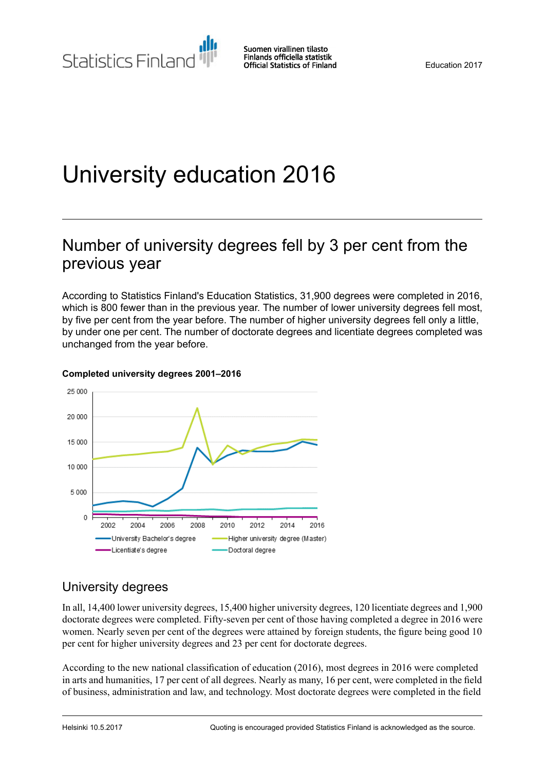Statistics Finland

Suomen virallinen tilasto
Finlands officiella statistik
Official Statistics of Finland

Education 2017

# University education 2016

## Number of university degrees fell by 3 per cent from the previous year

According to Statistics Finland's Education Statistics, 31,900 degrees were completed in 2016, which is 800 fewer than in the previous year. The number of lower university degrees fell most, by five per cent from the year before. The number of higher university degrees fell only a little, by under one per cent. The number of doctorate degrees and licentiate degrees completed was unchanged from the year before.

**Completed university degrees 2001–2016**

## University degrees

In all, 14,400 lower university degrees, 15,400 higher university degrees, 120 licentiate degrees and 1,900 doctorate degrees were completed. Fifty-seven per cent of those having completed a degree in 2016 were women. Nearly seven per cent of the degrees were attained by foreign students, the figure being good 10 per cent for higher university degrees and 23 per cent for doctorate degrees.

According to the new national classification of education (2016), most degrees in 2016 were completed in arts and humanities, 17 per cent of all degrees. Nearly as many, 16 per cent, were completed in the field of business, administration and law, and technology. Most doctorate degrees were completed in the field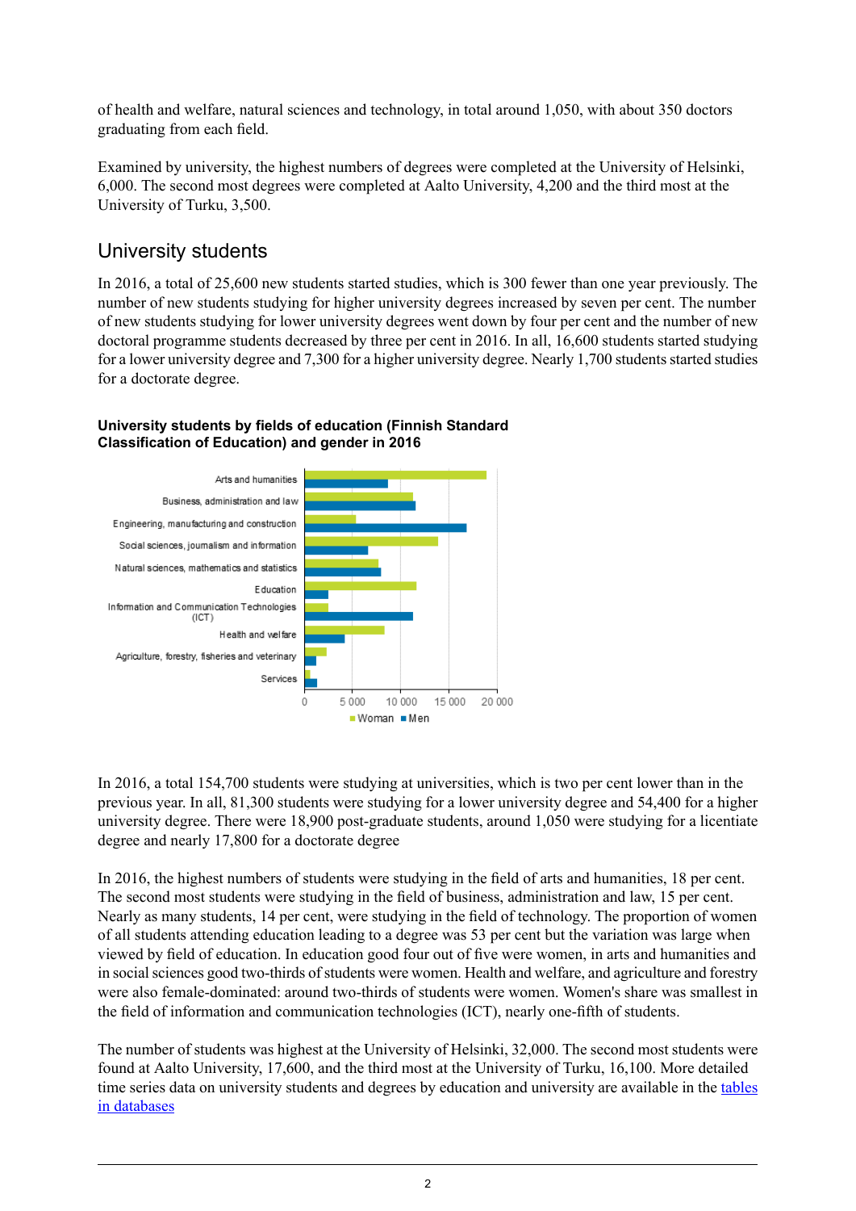of health and welfare, natural sciences and technology, in total around 1,050, with about 350 doctors graduating from each field.

Examined by university, the highest numbers of degrees were completed at the University of Helsinki, 6,000. The second most degrees were completed at Aalto University, 4,200 and the third most at the University of Turku, 3,500.

## University students

In 2016, a total of 25,600 new students started studies, which is 300 fewer than one year previously. The number of new students studying for higher university degrees increased by seven per cent. The number of new students studying for lower university degrees went down by four per cent and the number of new doctoral programme students decreased by three per cent in 2016. In all, 16,600 students started studying for a lower university degree and 7,300 for a higher university degree. Nearly 1,700 students started studies for a doctorate degree.

**University students by fields of education (Finnish Standard Classification of Education) and gender in 2016**

In 2016, a total 154,700 students were studying at universities, which is two per cent lower than in the previous year. In all, 81,300 students were studying for a lower university degree and 54,400 for a higher university degree. There were 18,900 post-graduate students, around 1,050 were studying for a licentiate degree and nearly 17,800 for a doctorate degree

In 2016, the highest numbers of students were studying in the field of arts and humanities, 18 per cent. The second most students were studying in the field of business, administration and law, 15 per cent. Nearly as many students, 14 per cent, were studying in the field of technology. The proportion of women of all students attending education leading to a degree was 53 per cent but the variation was large when viewed by field of education. In education good four out of five were women, in arts and humanities and in social sciences good two-thirds of students were women. Health and welfare, and agriculture and forestry were also female-dominated: around two-thirds of students were women. Women's share was smallest in the field of information and communication technologies (ICT), nearly one-fifth of students.

The number of students was highest at the University of Helsinki, 32,000. The second most students were found at Aalto University, 17,600, and the third most at the University of Turku, 16,100. More detailed time series data on university students and degrees by education and university are available in the [tables in databases](tables in databases)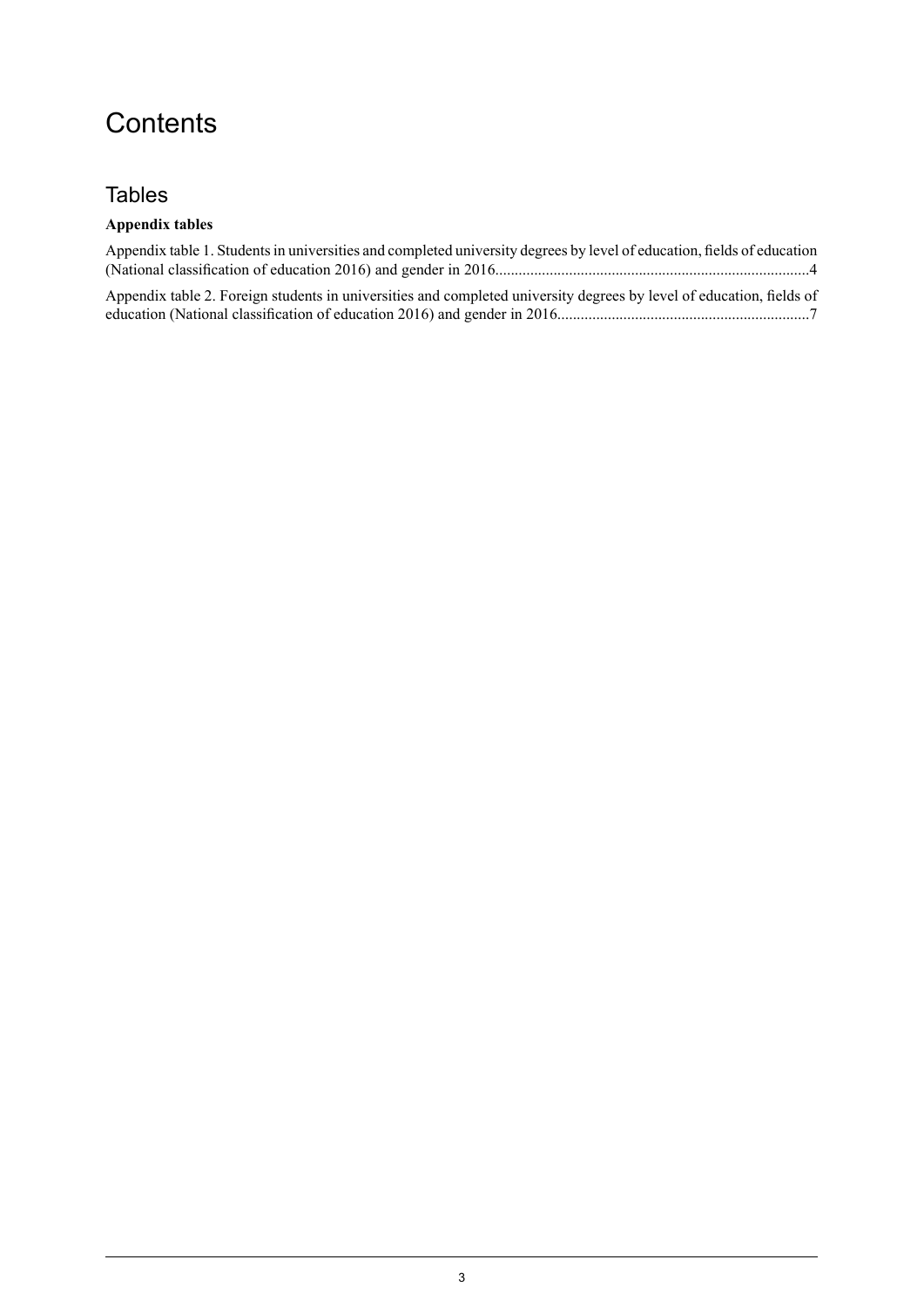# Contents

## Tables

**Appendix tables**

Appendix table 1. Students in universities and completed university degrees by level of education, fields of education (National classification of education 2016) and gender in 2016................................................................................4

Appendix table 2. Foreign students in universities and completed university degrees by level of education, fields of education (National classification of education 2016) and gender in 2016.................................................................7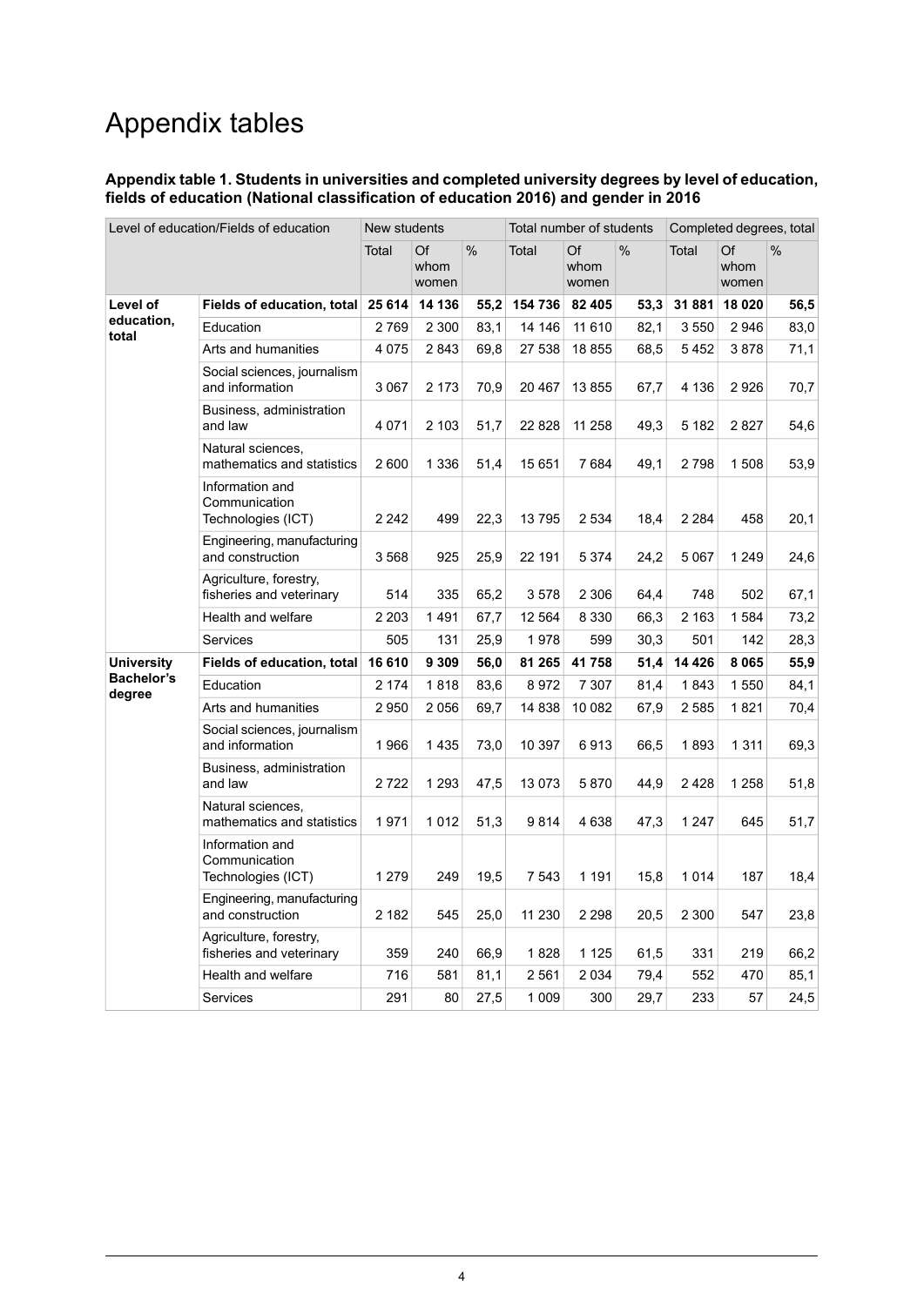# Appendix tables

**Appendix table 1. Students in universities and completed university degrees by level of education, fields of education (National classification of education 2016) and gender in 2016**

| Level of education/Fields of education | | New students | | | Total number of students | | | Completed degrees, total | | |
|---|---|---|---|---|---|---|---|---|---|---|
| | | Total | Of whom women | % | Total | Of whom women | % | Total | Of whom women | % |
| **Level of education, total** | **Fields of education, total** | **25 614** | **14 136** | **55,2** | **154 736** | **82 405** | **53,3** | **31 881** | **18 020** | **56,5** |
| | Education | 2 769 | 2 300 | 83,1 | 14 146 | 11 610 | 82,1 | 3 550 | 2 946 | 83,0 |
| | Arts and humanities | 4 075 | 2 843 | 69,8 | 27 538 | 18 855 | 68,5 | 5 452 | 3 878 | 71,1 |
| | Social sciences, journalism and information | 3 067 | 2 173 | 70,9 | 20 467 | 13 855 | 67,7 | 4 136 | 2 926 | 70,7 |
| | Business, administration and law | 4 071 | 2 103 | 51,7 | 22 828 | 11 258 | 49,3 | 5 182 | 2 827 | 54,6 |
| | Natural sciences, mathematics and statistics | 2 600 | 1 336 | 51,4 | 15 651 | 7 684 | 49,1 | 2 798 | 1 508 | 53,9 |
| | Information and Communication Technologies (ICT) | 2 242 | 499 | 22,3 | 13 795 | 2 534 | 18,4 | 2 284 | 458 | 20,1 |
| | Engineering, manufacturing and construction | 3 568 | 925 | 25,9 | 22 191 | 5 374 | 24,2 | 5 067 | 1 249 | 24,6 |
| | Agriculture, forestry, fisheries and veterinary | 514 | 335 | 65,2 | 3 578 | 2 306 | 64,4 | 748 | 502 | 67,1 |
| | Health and welfare | 2 203 | 1 491 | 67,7 | 12 564 | 8 330 | 66,3 | 2 163 | 1 584 | 73,2 |
| | Services | 505 | 131 | 25,9 | 1 978 | 599 | 30,3 | 501 | 142 | 28,3 |
| **University Bachelor's degree** | **Fields of education, total** | **16 610** | **9 309** | **56,0** | **81 265** | **41 758** | **51,4** | **14 426** | **8 065** | **55,9** |
| | Education | 2 174 | 1 818 | 83,6 | 8 972 | 7 307 | 81,4 | 1 843 | 1 550 | 84,1 |
| | Arts and humanities | 2 950 | 2 056 | 69,7 | 14 838 | 10 082 | 67,9 | 2 585 | 1 821 | 70,4 |
| | Social sciences, journalism and information | 1 966 | 1 435 | 73,0 | 10 397 | 6 913 | 66,5 | 1 893 | 1 311 | 69,3 |
| | Business, administration and law | 2 722 | 1 293 | 47,5 | 13 073 | 5 870 | 44,9 | 2 428 | 1 258 | 51,8 |
| | Natural sciences, mathematics and statistics | 1 971 | 1 012 | 51,3 | 9 814 | 4 638 | 47,3 | 1 247 | 645 | 51,7 |
| | Information and Communication Technologies (ICT) | 1 279 | 249 | 19,5 | 7 543 | 1 191 | 15,8 | 1 014 | 187 | 18,4 |
| | Engineering, manufacturing and construction | 2 182 | 545 | 25,0 | 11 230 | 2 298 | 20,5 | 2 300 | 547 | 23,8 |
| | Agriculture, forestry, fisheries and veterinary | 359 | 240 | 66,9 | 1 828 | 1 125 | 61,5 | 331 | 219 | 66,2 |
| | Health and welfare | 716 | 581 | 81,1 | 2 561 | 2 034 | 79,4 | 552 | 470 | 85,1 |
| | Services | 291 | 80 | 27,5 | 1 009 | 300 | 29,7 | 233 | 57 | 24,5 |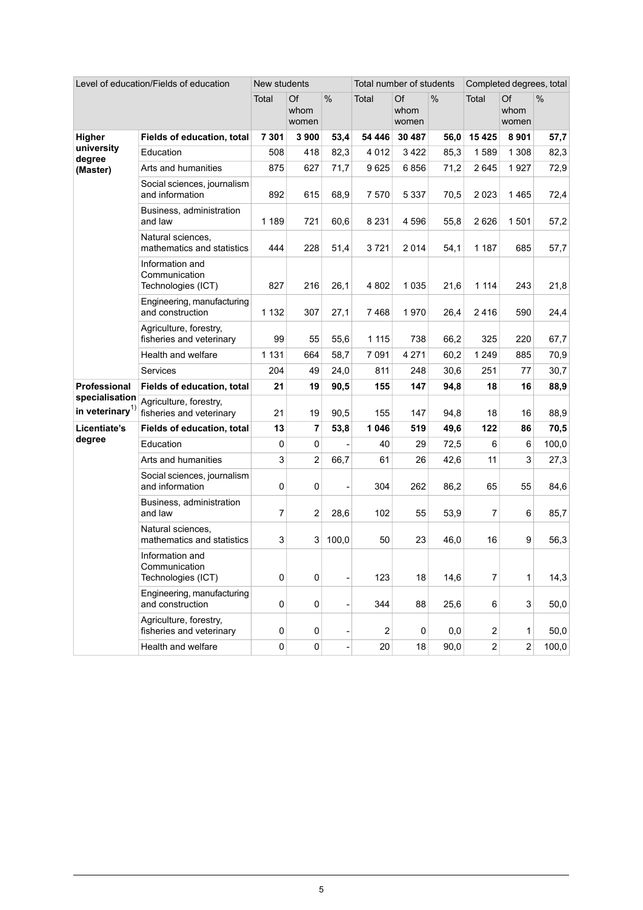| Level of education/Fields of education | | New students | | | Total number of students | | | Completed degrees, total | | |
|---|---|---|---|---|---|---|---|---|---|---|
| | | Total | Of whom women | % | Total | Of whom women | % | Total | Of whom women | % |
| **Higher university degree (Master)** | **Fields of education, total** | **7 301** | **3 900** | **53,4** | **54 446** | **30 487** | **56,0** | **15 425** | **8 901** | **57,7** |
| | Education | 508 | 418 | 82,3 | 4 012 | 3 422 | 85,3 | 1 589 | 1 308 | 82,3 |
| | Arts and humanities | 875 | 627 | 71,7 | 9 625 | 6 856 | 71,2 | 2 645 | 1 927 | 72,9 |
| | Social sciences, journalism and information | 892 | 615 | 68,9 | 7 570 | 5 337 | 70,5 | 2 023 | 1 465 | 72,4 |
| | Business, administration and law | 1 189 | 721 | 60,6 | 8 231 | 4 596 | 55,8 | 2 626 | 1 501 | 57,2 |
| | Natural sciences, mathematics and statistics | 444 | 228 | 51,4 | 3 721 | 2 014 | 54,1 | 1 187 | 685 | 57,7 |
| | Information and Communication Technologies (ICT) | 827 | 216 | 26,1 | 4 802 | 1 035 | 21,6 | 1 114 | 243 | 21,8 |
| | Engineering, manufacturing and construction | 1 132 | 307 | 27,1 | 7 468 | 1 970 | 26,4 | 2 416 | 590 | 24,4 |
| | Agriculture, forestry, fisheries and veterinary | 99 | 55 | 55,6 | 1 115 | 738 | 66,2 | 325 | 220 | 67,7 |
| | Health and welfare | 1 131 | 664 | 58,7 | 7 091 | 4 271 | 60,2 | 1 249 | 885 | 70,9 |
| | Services | 204 | 49 | 24,0 | 811 | 248 | 30,6 | 251 | 77 | 30,7 |
| **Professional specialisation in veterinary[1)]** | **Fields of education, total** | **21** | **19** | **90,5** | **155** | **147** | **94,8** | **18** | **16** | **88,9** |
| | Agriculture, forestry, fisheries and veterinary | 21 | 19 | 90,5 | 155 | 147 | 94,8 | 18 | 16 | 88,9 |
| **Licentiate's degree** | **Fields of education, total** | **13** | **7** | **53,8** | **1 046** | **519** | **49,6** | **122** | **86** | **70,5** |
| | Education | 0 | 0 | - | 40 | 29 | 72,5 | 6 | 6 | 100,0 |
| | Arts and humanities | 3 | 2 | 66,7 | 61 | 26 | 42,6 | 11 | 3 | 27,3 |
| | Social sciences, journalism and information | 0 | 0 | - | 304 | 262 | 86,2 | 65 | 55 | 84,6 |
| | Business, administration and law | 7 | 2 | 28,6 | 102 | 55 | 53,9 | 7 | 6 | 85,7 |
| | Natural sciences, mathematics and statistics | 3 | 3 | 100,0 | 50 | 23 | 46,0 | 16 | 9 | 56,3 |
| | Information and Communication Technologies (ICT) | 0 | 0 | - | 123 | 18 | 14,6 | 7 | 1 | 14,3 |
| | Engineering, manufacturing and construction | 0 | 0 | - | 344 | 88 | 25,6 | 6 | 3 | 50,0 |
| | Agriculture, forestry, fisheries and veterinary | 0 | 0 | - | 2 | 0 | 0,0 | 2 | 1 | 50,0 |
| | Health and welfare | 0 | 0 | - | 20 | 18 | 90,0 | 2 | 2 | 100,0 |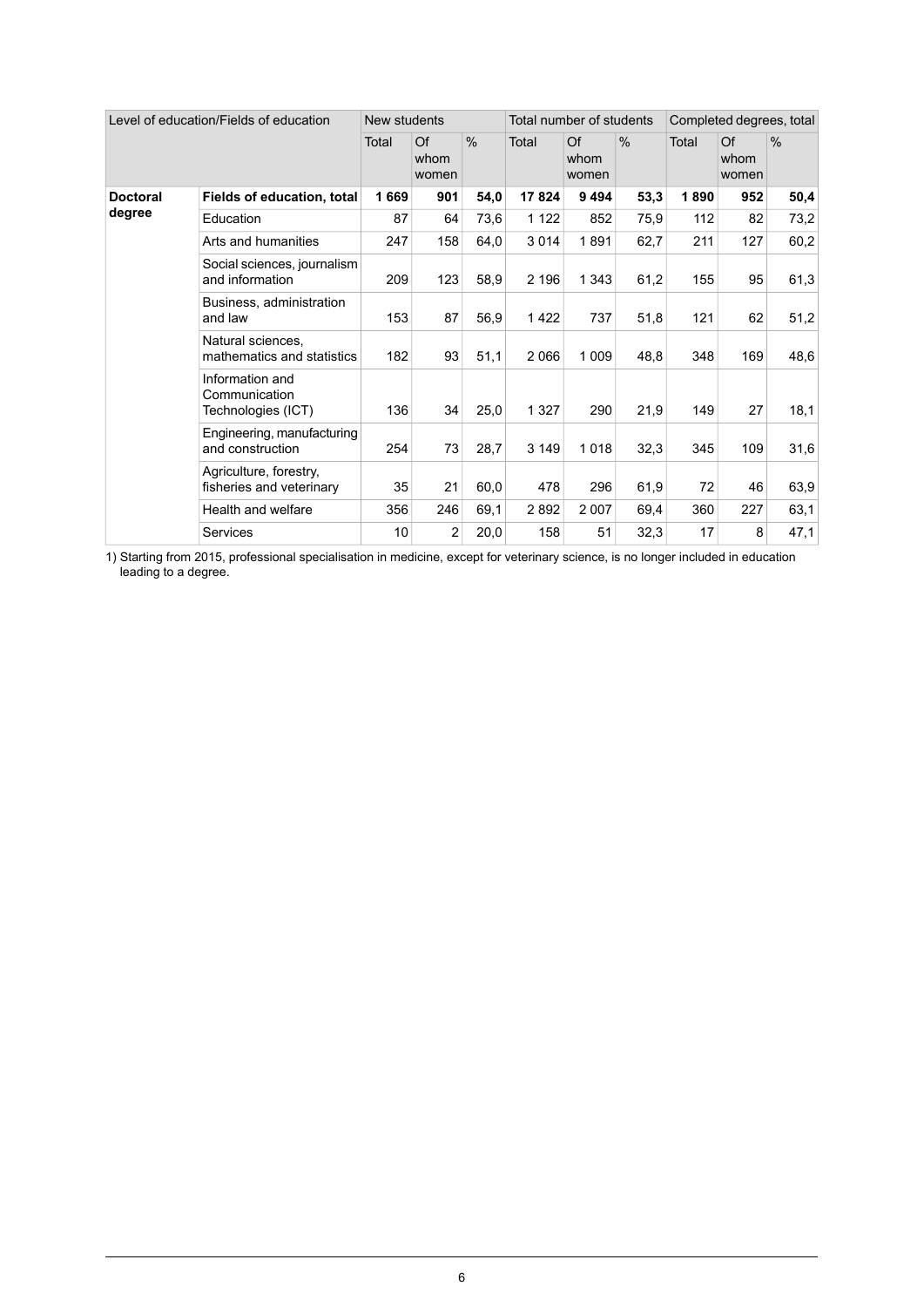| Level of education/Fields of education | | New students | | | Total number of students | | | Completed degrees, total | | |
|---|---|---|---|---|---|---|---|---|---|---|
| | | Total | Of whom women | % | Total | Of whom women | % | Total | Of whom women | % |
| **Doctoral degree** | **Fields of education, total** | **1 669** | **901** | **54,0** | **17 824** | **9 494** | **53,3** | **1 890** | **952** | **50,4** |
| | Education | 87 | 64 | 73,6 | 1 122 | 852 | 75,9 | 112 | 82 | 73,2 |
| | Arts and humanities | 247 | 158 | 64,0 | 3 014 | 1 891 | 62,7 | 211 | 127 | 60,2 |
| | Social sciences, journalism and information | 209 | 123 | 58,9 | 2 196 | 1 343 | 61,2 | 155 | 95 | 61,3 |
| | Business, administration and law | 153 | 87 | 56,9 | 1 422 | 737 | 51,8 | 121 | 62 | 51,2 |
| | Natural sciences, mathematics and statistics | 182 | 93 | 51,1 | 2 066 | 1 009 | 48,8 | 348 | 169 | 48,6 |
| | Information and Communication Technologies (ICT) | 136 | 34 | 25,0 | 1 327 | 290 | 21,9 | 149 | 27 | 18,1 |
| | Engineering, manufacturing and construction | 254 | 73 | 28,7 | 3 149 | 1 018 | 32,3 | 345 | 109 | 31,6 |
| | Agriculture, forestry, fisheries and veterinary | 35 | 21 | 60,0 | 478 | 296 | 61,9 | 72 | 46 | 63,9 |
| | Health and welfare | 356 | 246 | 69,1 | 2 892 | 2 007 | 69,4 | 360 | 227 | 63,1 |
| | Services | 10 | 2 | 20,0 | 158 | 51 | 32,3 | 17 | 8 | 47,1 |

1) Starting from 2015, professional specialisation in medicine, except for veterinary science, is no longer included in education leading to a degree.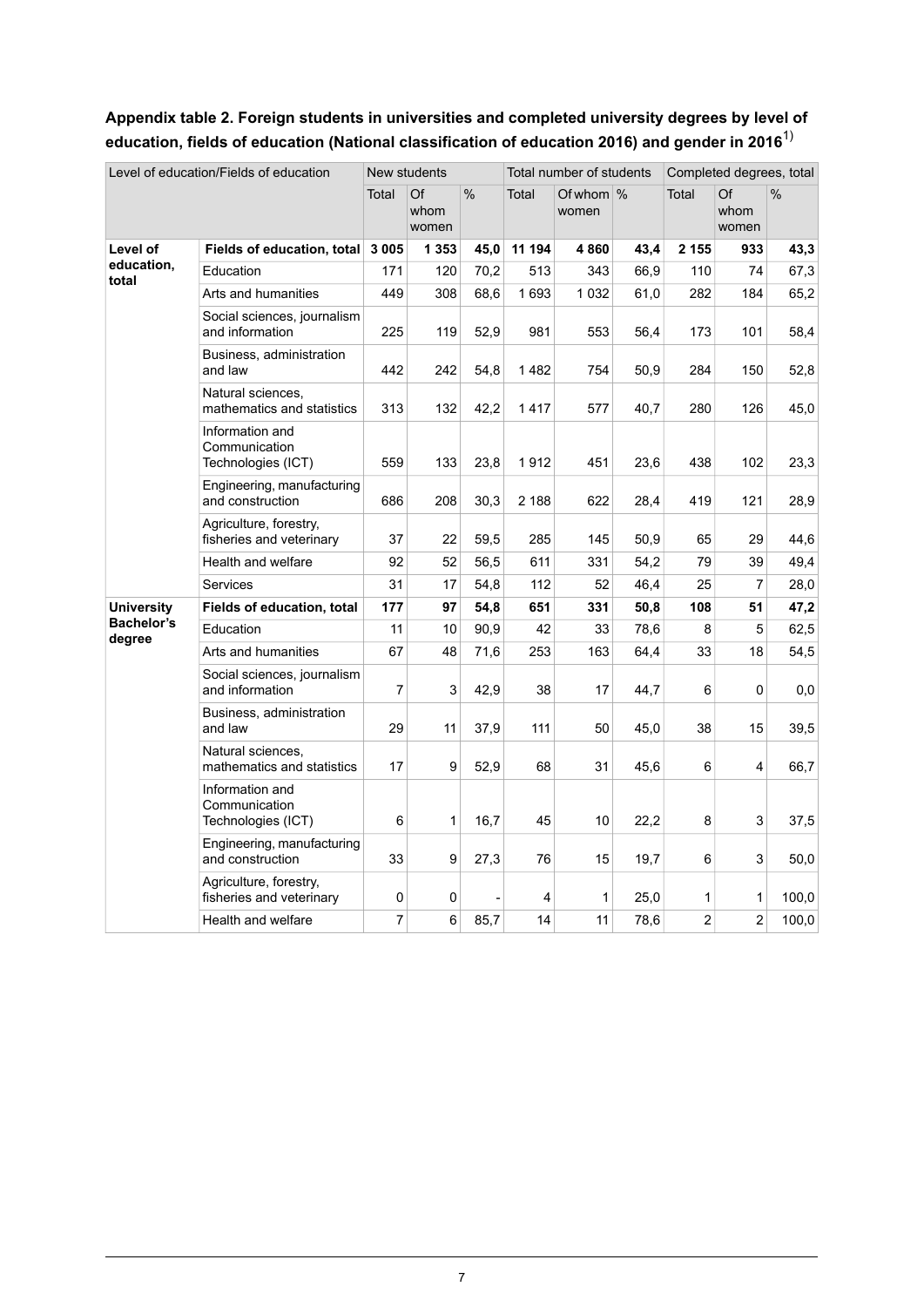**Appendix table 2. Foreign students in universities and completed university degrees by level of education, fields of education (National classification of education 2016) and gender in 2016**[1)]

| Level of education/Fields of education | | New students | | | Total number of students | | | Completed degrees, total | | |
|---|---|---|---|---|---|---|---|---|---|---|
| | | Total | Of whom women | % | Total | Of whom women | % | Total | Of whom women | % |
| **Level of education, total** | **Fields of education, total** | **3 005** | **1 353** | **45,0** | **11 194** | **4 860** | **43,4** | **2 155** | **933** | **43,3** |
| | Education | 171 | 120 | 70,2 | 513 | 343 | 66,9 | 110 | 74 | 67,3 |
| | Arts and humanities | 449 | 308 | 68,6 | 1 693 | 1 032 | 61,0 | 282 | 184 | 65,2 |
| | Social sciences, journalism and information | 225 | 119 | 52,9 | 981 | 553 | 56,4 | 173 | 101 | 58,4 |
| | Business, administration and law | 442 | 242 | 54,8 | 1 482 | 754 | 50,9 | 284 | 150 | 52,8 |
| | Natural sciences, mathematics and statistics | 313 | 132 | 42,2 | 1 417 | 577 | 40,7 | 280 | 126 | 45,0 |
| | Information and Communication Technologies (ICT) | 559 | 133 | 23,8 | 1 912 | 451 | 23,6 | 438 | 102 | 23,3 |
| | Engineering, manufacturing and construction | 686 | 208 | 30,3 | 2 188 | 622 | 28,4 | 419 | 121 | 28,9 |
| | Agriculture, forestry, fisheries and veterinary | 37 | 22 | 59,5 | 285 | 145 | 50,9 | 65 | 29 | 44,6 |
| | Health and welfare | 92 | 52 | 56,5 | 611 | 331 | 54,2 | 79 | 39 | 49,4 |
| | Services | 31 | 17 | 54,8 | 112 | 52 | 46,4 | 25 | 7 | 28,0 |
| **University Bachelor's degree** | **Fields of education, total** | **177** | **97** | **54,8** | **651** | **331** | **50,8** | **108** | **51** | **47,2** |
| | Education | 11 | 10 | 90,9 | 42 | 33 | 78,6 | 8 | 5 | 62,5 |
| | Arts and humanities | 67 | 48 | 71,6 | 253 | 163 | 64,4 | 33 | 18 | 54,5 |
| | Social sciences, journalism and information | 7 | 3 | 42,9 | 38 | 17 | 44,7 | 6 | 0 | 0,0 |
| | Business, administration and law | 29 | 11 | 37,9 | 111 | 50 | 45,0 | 38 | 15 | 39,5 |
| | Natural sciences, mathematics and statistics | 17 | 9 | 52,9 | 68 | 31 | 45,6 | 6 | 4 | 66,7 |
| | Information and Communication Technologies (ICT) | 6 | 1 | 16,7 | 45 | 10 | 22,2 | 8 | 3 | 37,5 |
| | Engineering, manufacturing and construction | 33 | 9 | 27,3 | 76 | 15 | 19,7 | 6 | 3 | 50,0 |
| | Agriculture, forestry, fisheries and veterinary | 0 | 0 | - | 4 | 1 | 25,0 | 1 | 1 | 100,0 |
| | Health and welfare | 7 | 6 | 85,7 | 14 | 11 | 78,6 | 2 | 2 | 100,0 |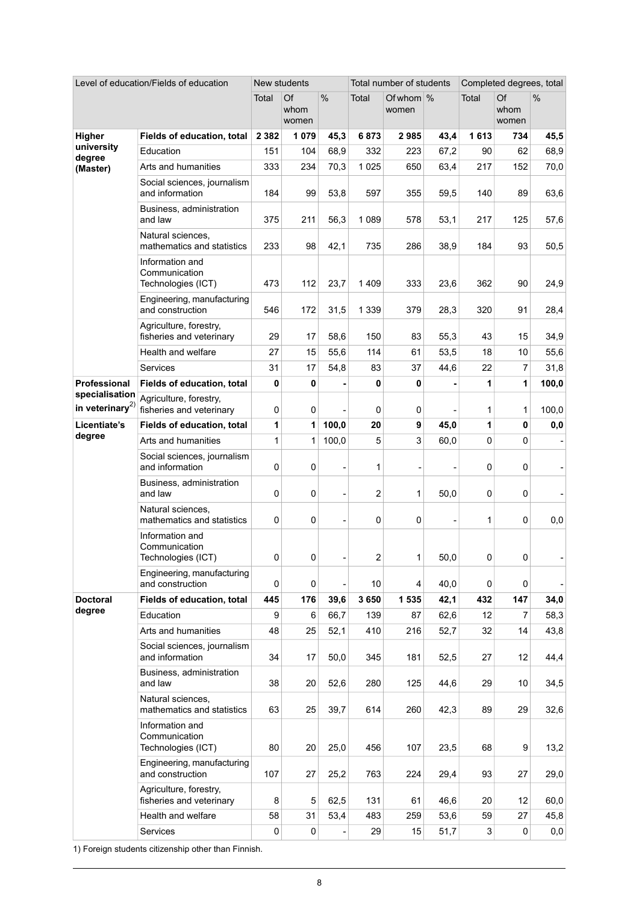| Level of education/Fields of education | | New students | | | Total number of students | | | Completed degrees, total | | |
|---|---|---|---|---|---|---|---|---|---|---|
| | | Total | Of whom women | % | Total | Of whom women | % | Total | Of whom women | % |
| **Higher university degree (Master)** | **Fields of education, total** | **2 382** | **1 079** | **45,3** | **6 873** | **2 985** | **43,4** | **1 613** | **734** | **45,5** |
| | Education | 151 | 104 | 68,9 | 332 | 223 | 67,2 | 90 | 62 | 68,9 |
| | Arts and humanities | 333 | 234 | 70,3 | 1 025 | 650 | 63,4 | 217 | 152 | 70,0 |
| | Social sciences, journalism and information | 184 | 99 | 53,8 | 597 | 355 | 59,5 | 140 | 89 | 63,6 |
| | Business, administration and law | 375 | 211 | 56,3 | 1 089 | 578 | 53,1 | 217 | 125 | 57,6 |
| | Natural sciences, mathematics and statistics | 233 | 98 | 42,1 | 735 | 286 | 38,9 | 184 | 93 | 50,5 |
| | Information and Communication Technologies (ICT) | 473 | 112 | 23,7 | 1 409 | 333 | 23,6 | 362 | 90 | 24,9 |
| | Engineering, manufacturing and construction | 546 | 172 | 31,5 | 1 339 | 379 | 28,3 | 320 | 91 | 28,4 |
| | Agriculture, forestry, fisheries and veterinary | 29 | 17 | 58,6 | 150 | 83 | 55,3 | 43 | 15 | 34,9 |
| | Health and welfare | 27 | 15 | 55,6 | 114 | 61 | 53,5 | 18 | 10 | 55,6 |
| | Services | 31 | 17 | 54,8 | 83 | 37 | 44,6 | 22 | 7 | 31,8 |
| **Professional specialisation in veterinary[2)]** | **Fields of education, total** | **0** | **0** | **-** | **0** | **0** | **-** | **1** | **1** | **100,0** |
| | Agriculture, forestry, fisheries and veterinary | 0 | 0 | - | 0 | 0 | - | 1 | 1 | 100,0 |
| **Licentiate's degree** | **Fields of education, total** | **1** | **1** | **100,0** | **20** | **9** | **45,0** | **1** | **0** | **0,0** |
| | Arts and humanities | 1 | 1 | 100,0 | 5 | 3 | 60,0 | 0 | 0 | - |
| | Social sciences, journalism and information | 0 | 0 | - | 1 | - | - | 0 | 0 | - |
| | Business, administration and law | 0 | 0 | - | 2 | 1 | 50,0 | 0 | 0 | - |
| | Natural sciences, mathematics and statistics | 0 | 0 | - | 0 | 0 | - | 1 | 0 | 0,0 |
| | Information and Communication Technologies (ICT) | 0 | 0 | - | 2 | 1 | 50,0 | 0 | 0 | - |
| | Engineering, manufacturing and construction | 0 | 0 | - | 10 | 4 | 40,0 | 0 | 0 | - |
| **Doctoral degree** | **Fields of education, total** | **445** | **176** | **39,6** | **3 650** | **1 535** | **42,1** | **432** | **147** | **34,0** |
| | Education | 9 | 6 | 66,7 | 139 | 87 | 62,6 | 12 | 7 | 58,3 |
| | Arts and humanities | 48 | 25 | 52,1 | 410 | 216 | 52,7 | 32 | 14 | 43,8 |
| | Social sciences, journalism and information | 34 | 17 | 50,0 | 345 | 181 | 52,5 | 27 | 12 | 44,4 |
| | Business, administration and law | 38 | 20 | 52,6 | 280 | 125 | 44,6 | 29 | 10 | 34,5 |
| | Natural sciences, mathematics and statistics | 63 | 25 | 39,7 | 614 | 260 | 42,3 | 89 | 29 | 32,6 |
| | Information and Communication Technologies (ICT) | 80 | 20 | 25,0 | 456 | 107 | 23,5 | 68 | 9 | 13,2 |
| | Engineering, manufacturing and construction | 107 | 27 | 25,2 | 763 | 224 | 29,4 | 93 | 27 | 29,0 |
| | Agriculture, forestry, fisheries and veterinary | 8 | 5 | 62,5 | 131 | 61 | 46,6 | 20 | 12 | 60,0 |
| | Health and welfare | 58 | 31 | 53,4 | 483 | 259 | 53,6 | 59 | 27 | 45,8 |
| | Services | 0 | 0 | - | 29 | 15 | 51,7 | 3 | 0 | 0,0 |

1) Foreign students citizenship other than Finnish.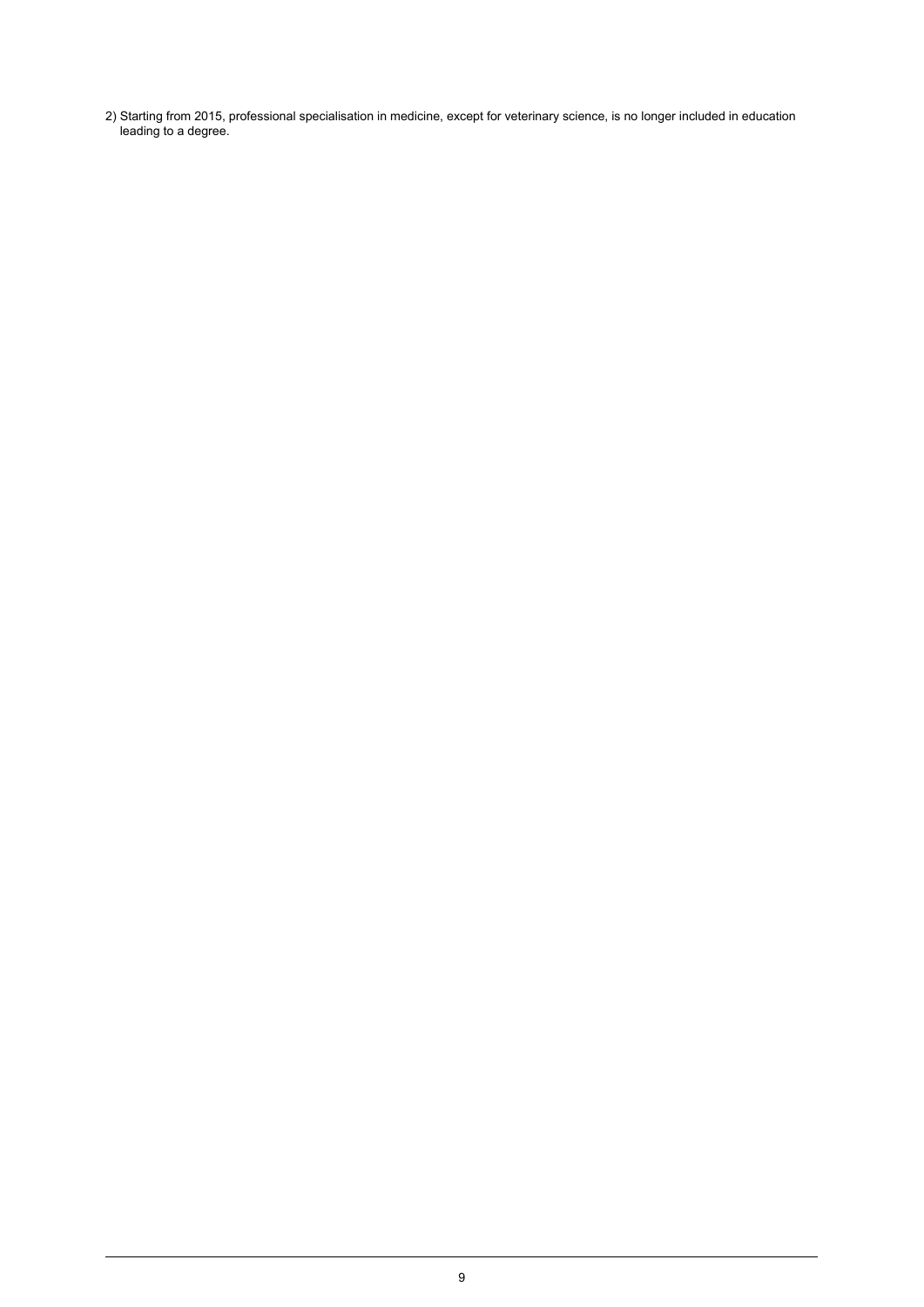2) Starting from 2015, professional specialisation in medicine, except for veterinary science, is no longer included in education leading to a degree.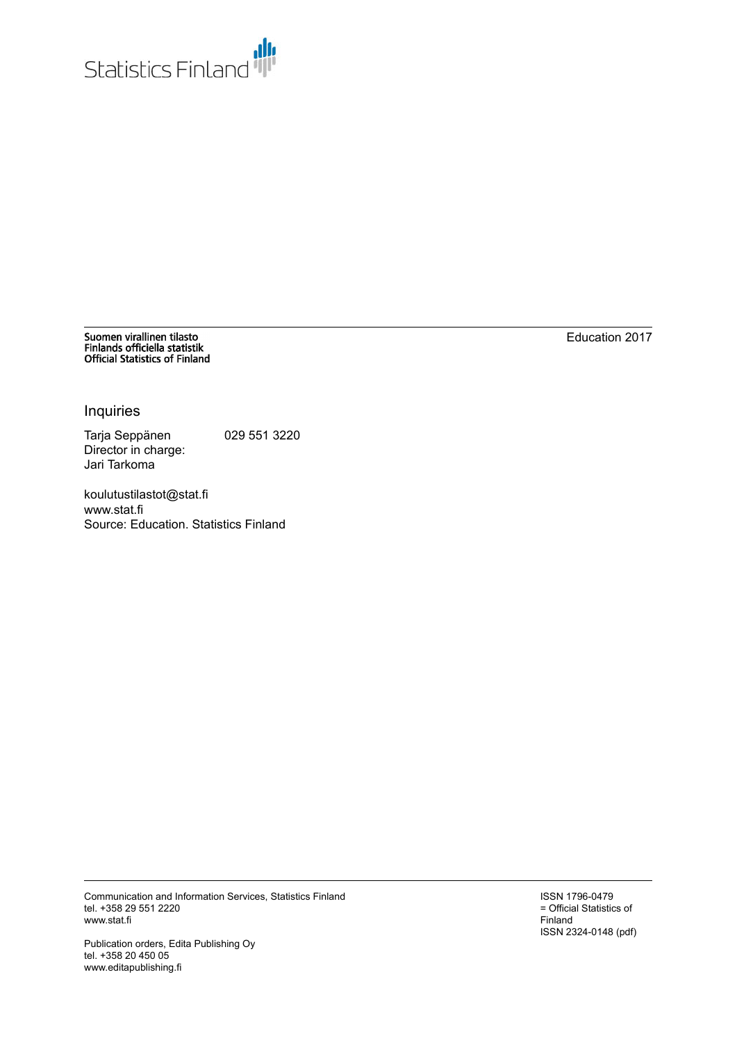Statistics Finland

Suomen virallinen tilasto
Finlands officiella statistik
Official Statistics of Finland

Education 2017

## Inquiries

Tarja Seppänen 029 551 3220
Director in charge:
Jari Tarkoma

koulutustilastot@stat.fi
www.stat.fi
Source: Education. Statistics Finland

Communication and Information Services, Statistics Finland
tel. +358 29 551 2220
www.stat.fi

Publication orders, Edita Publishing Oy
tel. +358 20 450 05
www.editapublishing.fi

ISSN 1796-0479
= Official Statistics of Finland
ISSN 2324-0148 (pdf)